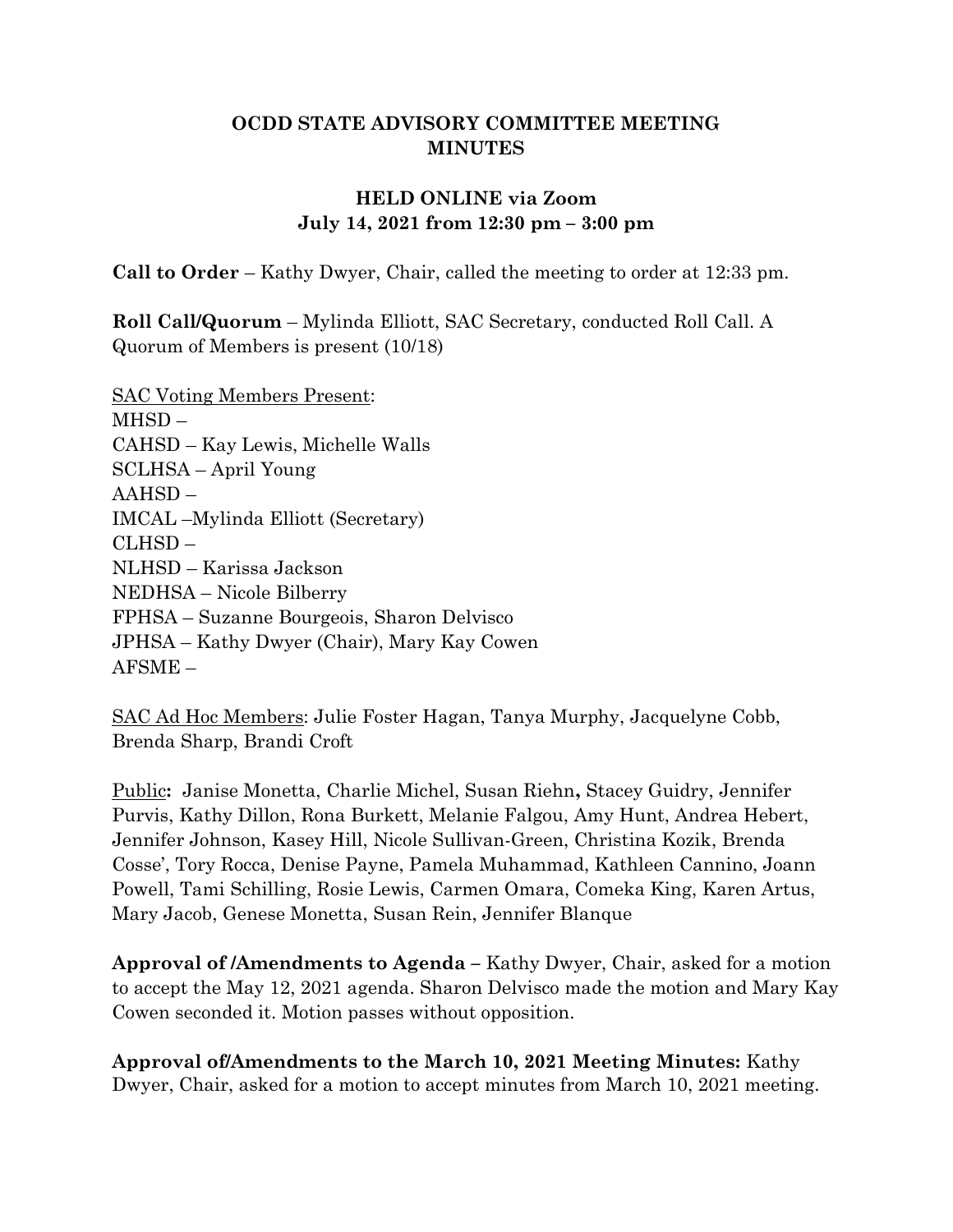# OCDD STATE ADVISORY COMMITTEE MEETING MINUTES

## HELD ONLINE via Zoom
## July 14, 2021 from 12:30 pm – 3:00 pm

**Call to Order** – Kathy Dwyer, Chair, called the meeting to order at 12:33 pm.

**Roll Call/Quorum** – Mylinda Elliott, SAC Secretary, conducted Roll Call. A Quorum of Members is present (10/18)

<u>SAC Voting Members Present</u>:
MHSD –
CAHSD – Kay Lewis, Michelle Walls
SCLHSA – April Young
AAHSD –
IMCAL –Mylinda Elliott (Secretary)
CLHSD –
NLHSD – Karissa Jackson
NEDHSA – Nicole Bilberry
FPHSA – Suzanne Bourgeois, Sharon Delvisco
JPHSA – Kathy Dwyer (Chair), Mary Kay Cowen
AFSME –

<u>SAC Ad Hoc Members</u>: Julie Foster Hagan, Tanya Murphy, Jacquelyne Cobb, Brenda Sharp, Brandi Croft

<u>Public</u>**:** Janise Monetta, Charlie Michel, Susan Riehn**,** Stacey Guidry, Jennifer Purvis, Kathy Dillon, Rona Burkett, Melanie Falgou, Amy Hunt, Andrea Hebert, Jennifer Johnson, Kasey Hill, Nicole Sullivan-Green, Christina Kozik, Brenda Cosse', Tory Rocca, Denise Payne, Pamela Muhammad, Kathleen Cannino, Joann Powell, Tami Schilling, Rosie Lewis, Carmen Omara, Comeka King, Karen Artus, Mary Jacob, Genese Monetta, Susan Rein, Jennifer Blanque

**Approval of /Amendments to Agenda –** Kathy Dwyer, Chair, asked for a motion to accept the May 12, 2021 agenda. Sharon Delvisco made the motion and Mary Kay Cowen seconded it. Motion passes without opposition.

**Approval of/Amendments to the March 10, 2021 Meeting Minutes:** Kathy Dwyer, Chair, asked for a motion to accept minutes from March 10, 2021 meeting.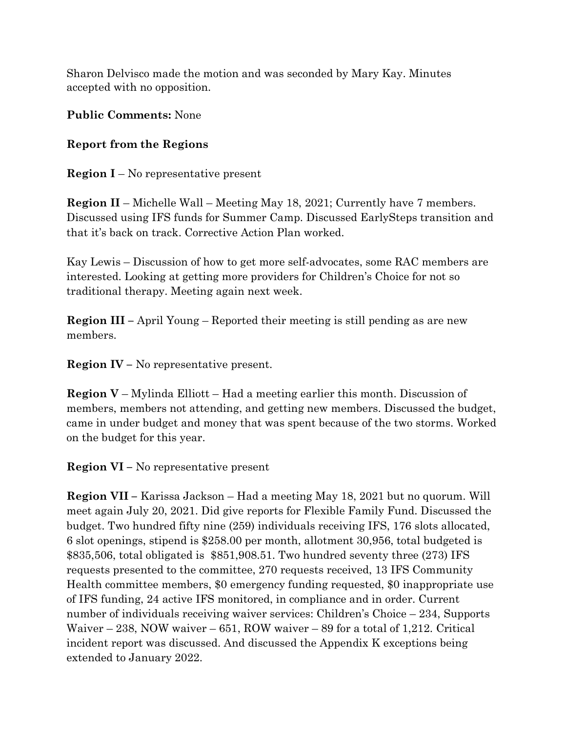Sharon Delvisco made the motion and was seconded by Mary Kay. Minutes accepted with no opposition.

**Public Comments:** None

**Report from the Regions**

**Region I** – No representative present

**Region II** – Michelle Wall – Meeting May 18, 2021; Currently have 7 members. Discussed using IFS funds for Summer Camp. Discussed EarlySteps transition and that it's back on track. Corrective Action Plan worked.

Kay Lewis – Discussion of how to get more self-advocates, some RAC members are interested. Looking at getting more providers for Children's Choice for not so traditional therapy. Meeting again next week.

**Region III –** April Young – Reported their meeting is still pending as are new members.

**Region IV –** No representative present.

**Region V** – Mylinda Elliott – Had a meeting earlier this month. Discussion of members, members not attending, and getting new members. Discussed the budget, came in under budget and money that was spent because of the two storms. Worked on the budget for this year.

**Region VI –** No representative present

**Region VII –** Karissa Jackson – Had a meeting May 18, 2021 but no quorum. Will meet again July 20, 2021. Did give reports for Flexible Family Fund. Discussed the budget. Two hundred fifty nine (259) individuals receiving IFS, 176 slots allocated, 6 slot openings, stipend is $258.00 per month, allotment 30,956, total budgeted is $835,506, total obligated is $851,908.51. Two hundred seventy three (273) IFS requests presented to the committee, 270 requests received, 13 IFS Community Health committee members, $0 emergency funding requested, $0 inappropriate use of IFS funding, 24 active IFS monitored, in compliance and in order. Current number of individuals receiving waiver services: Children's Choice – 234, Supports Waiver – 238, NOW waiver – 651, ROW waiver – 89 for a total of 1,212. Critical incident report was discussed. And discussed the Appendix K exceptions being extended to January 2022.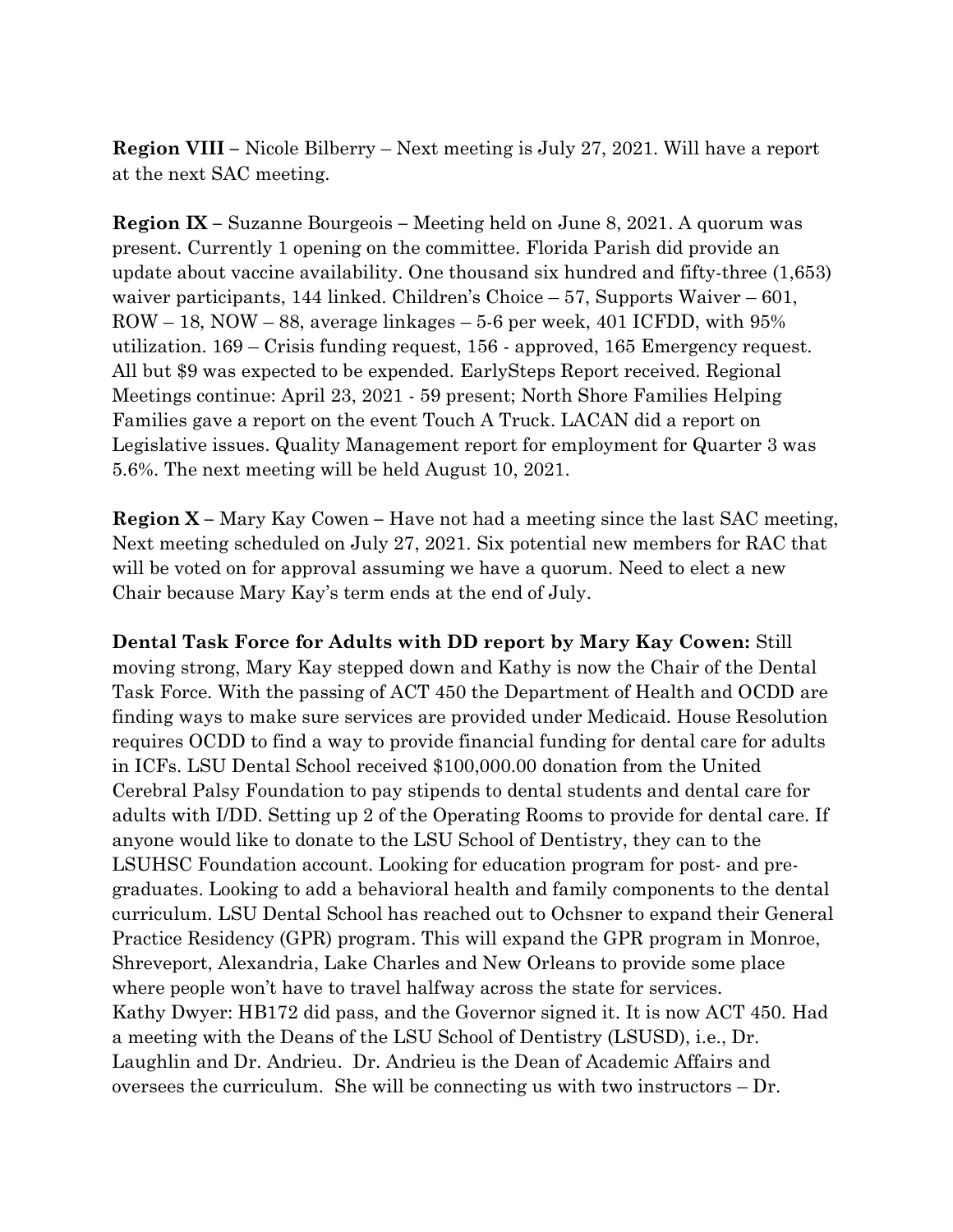**Region VIII –** Nicole Bilberry – Next meeting is July 27, 2021. Will have a report at the next SAC meeting.

**Region IX –** Suzanne Bourgeois **–** Meeting held on June 8, 2021. A quorum was present. Currently 1 opening on the committee. Florida Parish did provide an update about vaccine availability. One thousand six hundred and fifty-three (1,653) waiver participants, 144 linked. Children's Choice – 57, Supports Waiver – 601, ROW – 18, NOW – 88, average linkages – 5-6 per week, 401 ICFDD, with 95% utilization. 169 – Crisis funding request, 156 - approved, 165 Emergency request. All but $9 was expected to be expended. EarlySteps Report received. Regional Meetings continue: April 23, 2021 - 59 present; North Shore Families Helping Families gave a report on the event Touch A Truck. LACAN did a report on Legislative issues. Quality Management report for employment for Quarter 3 was 5.6%. The next meeting will be held August 10, 2021.

**Region X –** Mary Kay Cowen **–** Have not had a meeting since the last SAC meeting, Next meeting scheduled on July 27, 2021. Six potential new members for RAC that will be voted on for approval assuming we have a quorum. Need to elect a new Chair because Mary Kay's term ends at the end of July.

**Dental Task Force for Adults with DD report by Mary Kay Cowen:** Still moving strong, Mary Kay stepped down and Kathy is now the Chair of the Dental Task Force. With the passing of ACT 450 the Department of Health and OCDD are finding ways to make sure services are provided under Medicaid. House Resolution requires OCDD to find a way to provide financial funding for dental care for adults in ICFs. LSU Dental School received $100,000.00 donation from the United Cerebral Palsy Foundation to pay stipends to dental students and dental care for adults with I/DD. Setting up 2 of the Operating Rooms to provide for dental care. If anyone would like to donate to the LSU School of Dentistry, they can to the LSUHSC Foundation account. Looking for education program for post- and pre-graduates. Looking to add a behavioral health and family components to the dental curriculum. LSU Dental School has reached out to Ochsner to expand their General Practice Residency (GPR) program. This will expand the GPR program in Monroe, Shreveport, Alexandria, Lake Charles and New Orleans to provide some place where people won't have to travel halfway across the state for services.
Kathy Dwyer: HB172 did pass, and the Governor signed it. It is now ACT 450. Had a meeting with the Deans of the LSU School of Dentistry (LSUSD), i.e., Dr. Laughlin and Dr. Andrieu. Dr. Andrieu is the Dean of Academic Affairs and oversees the curriculum. She will be connecting us with two instructors – Dr.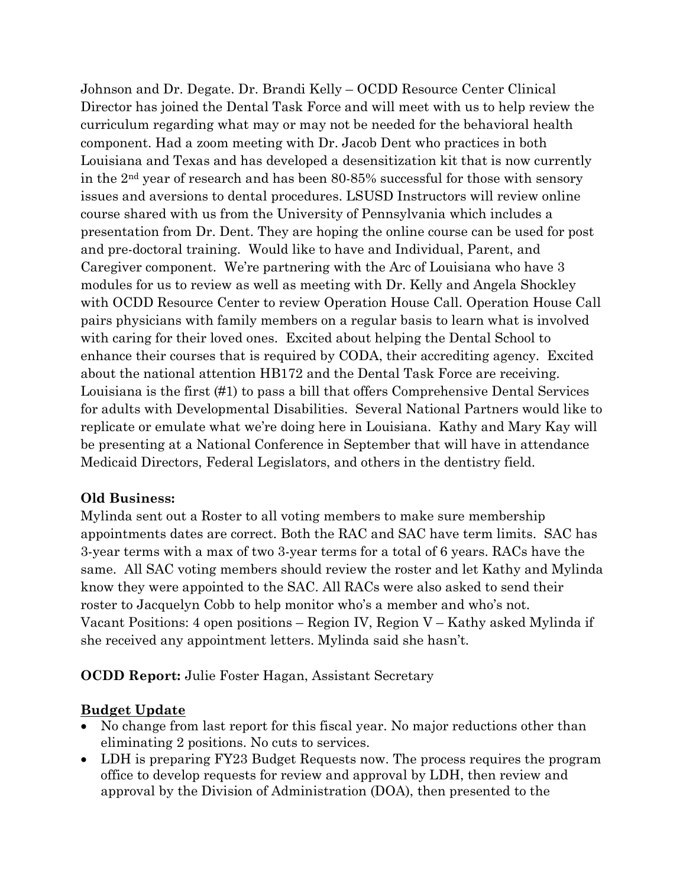Johnson and Dr. Degate. Dr. Brandi Kelly – OCDD Resource Center Clinical Director has joined the Dental Task Force and will meet with us to help review the curriculum regarding what may or may not be needed for the behavioral health component. Had a zoom meeting with Dr. Jacob Dent who practices in both Louisiana and Texas and has developed a desensitization kit that is now currently in the 2nd year of research and has been 80-85% successful for those with sensory issues and aversions to dental procedures. LSUSD Instructors will review online course shared with us from the University of Pennsylvania which includes a presentation from Dr. Dent. They are hoping the online course can be used for post and pre-doctoral training. Would like to have and Individual, Parent, and Caregiver component. We're partnering with the Arc of Louisiana who have 3 modules for us to review as well as meeting with Dr. Kelly and Angela Shockley with OCDD Resource Center to review Operation House Call. Operation House Call pairs physicians with family members on a regular basis to learn what is involved with caring for their loved ones. Excited about helping the Dental School to enhance their courses that is required by CODA, their accrediting agency. Excited about the national attention HB172 and the Dental Task Force are receiving. Louisiana is the first (#1) to pass a bill that offers Comprehensive Dental Services for adults with Developmental Disabilities. Several National Partners would like to replicate or emulate what we're doing here in Louisiana. Kathy and Mary Kay will be presenting at a National Conference in September that will have in attendance Medicaid Directors, Federal Legislators, and others in the dentistry field.

**Old Business:**
Mylinda sent out a Roster to all voting members to make sure membership appointments dates are correct. Both the RAC and SAC have term limits. SAC has 3-year terms with a max of two 3-year terms for a total of 6 years. RACs have the same. All SAC voting members should review the roster and let Kathy and Mylinda know they were appointed to the SAC. All RACs were also asked to send their roster to Jacquelyn Cobb to help monitor who's a member and who's not.
Vacant Positions: 4 open positions – Region IV, Region V – Kathy asked Mylinda if she received any appointment letters. Mylinda said she hasn't.

**OCDD Report:** Julie Foster Hagan, Assistant Secretary

**Budget Update**

- No change from last report for this fiscal year. No major reductions other than eliminating 2 positions. No cuts to services.
- LDH is preparing FY23 Budget Requests now. The process requires the program office to develop requests for review and approval by LDH, then review and approval by the Division of Administration (DOA), then presented to the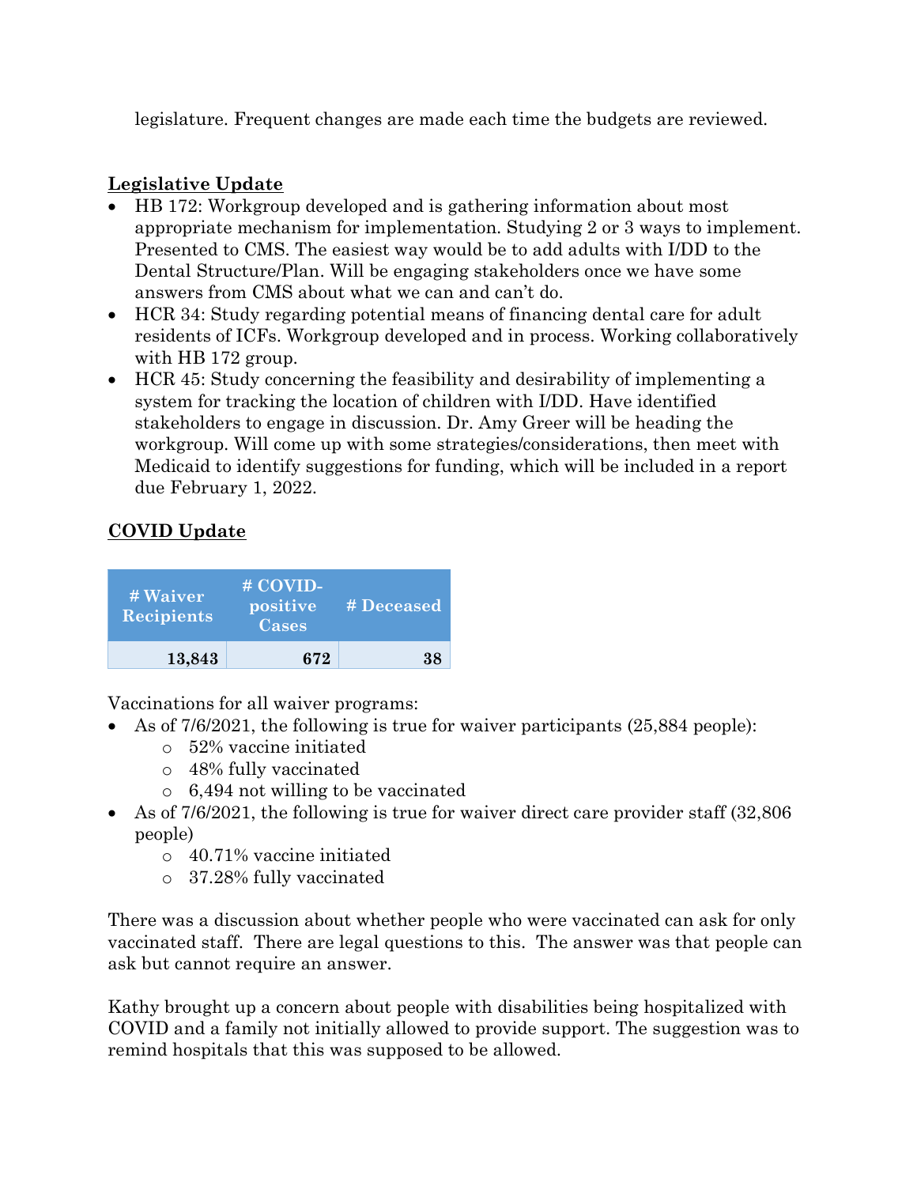legislature. Frequent changes are made each time the budgets are reviewed.

**Legislative Update**

- HB 172: Workgroup developed and is gathering information about most appropriate mechanism for implementation. Studying 2 or 3 ways to implement. Presented to CMS. The easiest way would be to add adults with I/DD to the Dental Structure/Plan. Will be engaging stakeholders once we have some answers from CMS about what we can and can't do.
- HCR 34: Study regarding potential means of financing dental care for adult residents of ICFs. Workgroup developed and in process. Working collaboratively with HB 172 group.
- HCR 45: Study concerning the feasibility and desirability of implementing a system for tracking the location of children with I/DD. Have identified stakeholders to engage in discussion. Dr. Amy Greer will be heading the workgroup. Will come up with some strategies/considerations, then meet with Medicaid to identify suggestions for funding, which will be included in a report due February 1, 2022.

**COVID Update**

| # Waiver Recipients | # COVID-positive Cases | # Deceased |
|---|---|---|
| 13,843 | 672 | 38 |

Vaccinations for all waiver programs:

- As of 7/6/2021, the following is true for waiver participants (25,884 people):
  - 52% vaccine initiated
  - 48% fully vaccinated
  - 6,494 not willing to be vaccinated
- As of 7/6/2021, the following is true for waiver direct care provider staff (32,806 people)
  - 40.71% vaccine initiated
  - 37.28% fully vaccinated

There was a discussion about whether people who were vaccinated can ask for only vaccinated staff. There are legal questions to this. The answer was that people can ask but cannot require an answer.

Kathy brought up a concern about people with disabilities being hospitalized with COVID and a family not initially allowed to provide support. The suggestion was to remind hospitals that this was supposed to be allowed.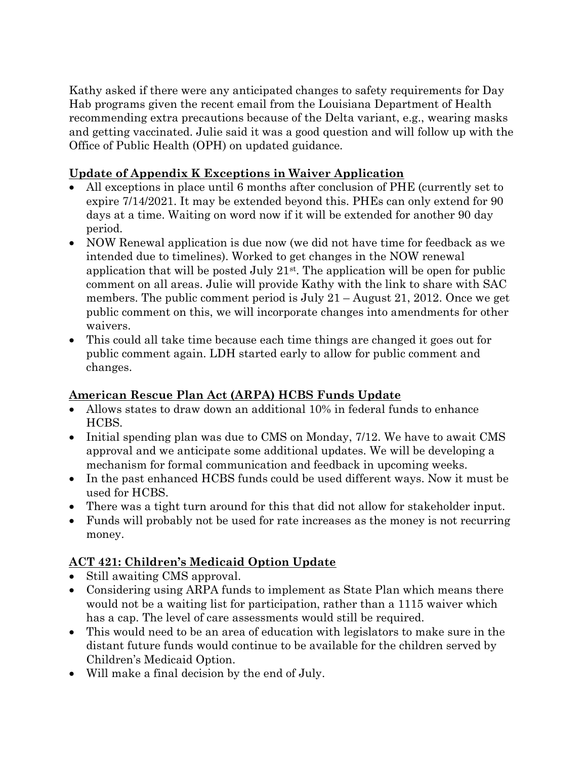Kathy asked if there were any anticipated changes to safety requirements for Day Hab programs given the recent email from the Louisiana Department of Health recommending extra precautions because of the Delta variant, e.g., wearing masks and getting vaccinated. Julie said it was a good question and will follow up with the Office of Public Health (OPH) on updated guidance.

## Update of Appendix K Exceptions in Waiver Application

- All exceptions in place until 6 months after conclusion of PHE (currently set to expire 7/14/2021. It may be extended beyond this. PHEs can only extend for 90 days at a time. Waiting on word now if it will be extended for another 90 day period.
- NOW Renewal application is due now (we did not have time for feedback as we intended due to timelines). Worked to get changes in the NOW renewal application that will be posted July 21st. The application will be open for public comment on all areas. Julie will provide Kathy with the link to share with SAC members. The public comment period is July 21 – August 21, 2012. Once we get public comment on this, we will incorporate changes into amendments for other waivers.
- This could all take time because each time things are changed it goes out for public comment again. LDH started early to allow for public comment and changes.

## American Rescue Plan Act (ARPA) HCBS Funds Update

- Allows states to draw down an additional 10% in federal funds to enhance HCBS.
- Initial spending plan was due to CMS on Monday, 7/12. We have to await CMS approval and we anticipate some additional updates. We will be developing a mechanism for formal communication and feedback in upcoming weeks.
- In the past enhanced HCBS funds could be used different ways. Now it must be used for HCBS.
- There was a tight turn around for this that did not allow for stakeholder input.
- Funds will probably not be used for rate increases as the money is not recurring money.

## ACT 421: Children's Medicaid Option Update

- Still awaiting CMS approval.
- Considering using ARPA funds to implement as State Plan which means there would not be a waiting list for participation, rather than a 1115 waiver which has a cap. The level of care assessments would still be required.
- This would need to be an area of education with legislators to make sure in the distant future funds would continue to be available for the children served by Children's Medicaid Option.
- Will make a final decision by the end of July.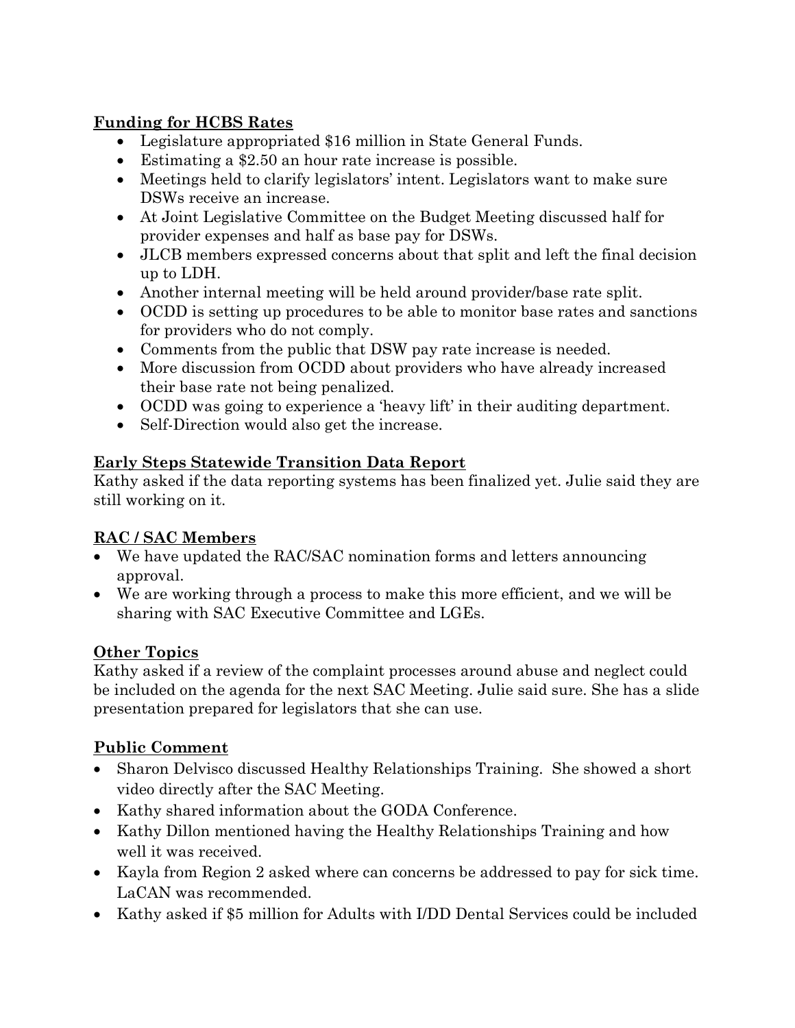**Funding for HCBS Rates**

- Legislature appropriated $16 million in State General Funds.
- Estimating a $2.50 an hour rate increase is possible.
- Meetings held to clarify legislators' intent. Legislators want to make sure DSWs receive an increase.
- At Joint Legislative Committee on the Budget Meeting discussed half for provider expenses and half as base pay for DSWs.
- JLCB members expressed concerns about that split and left the final decision up to LDH.
- Another internal meeting will be held around provider/base rate split.
- OCDD is setting up procedures to be able to monitor base rates and sanctions for providers who do not comply.
- Comments from the public that DSW pay rate increase is needed.
- More discussion from OCDD about providers who have already increased their base rate not being penalized.
- OCDD was going to experience a 'heavy lift' in their auditing department.
- Self-Direction would also get the increase.

**Early Steps Statewide Transition Data Report**

Kathy asked if the data reporting systems has been finalized yet. Julie said they are still working on it.

**RAC / SAC Members**

- We have updated the RAC/SAC nomination forms and letters announcing approval.
- We are working through a process to make this more efficient, and we will be sharing with SAC Executive Committee and LGEs.

**Other Topics**

Kathy asked if a review of the complaint processes around abuse and neglect could be included on the agenda for the next SAC Meeting. Julie said sure. She has a slide presentation prepared for legislators that she can use.

**Public Comment**

- Sharon Delvisco discussed Healthy Relationships Training. She showed a short video directly after the SAC Meeting.
- Kathy shared information about the GODA Conference.
- Kathy Dillon mentioned having the Healthy Relationships Training and how well it was received.
- Kayla from Region 2 asked where can concerns be addressed to pay for sick time. LaCAN was recommended.
- Kathy asked if $5 million for Adults with I/DD Dental Services could be included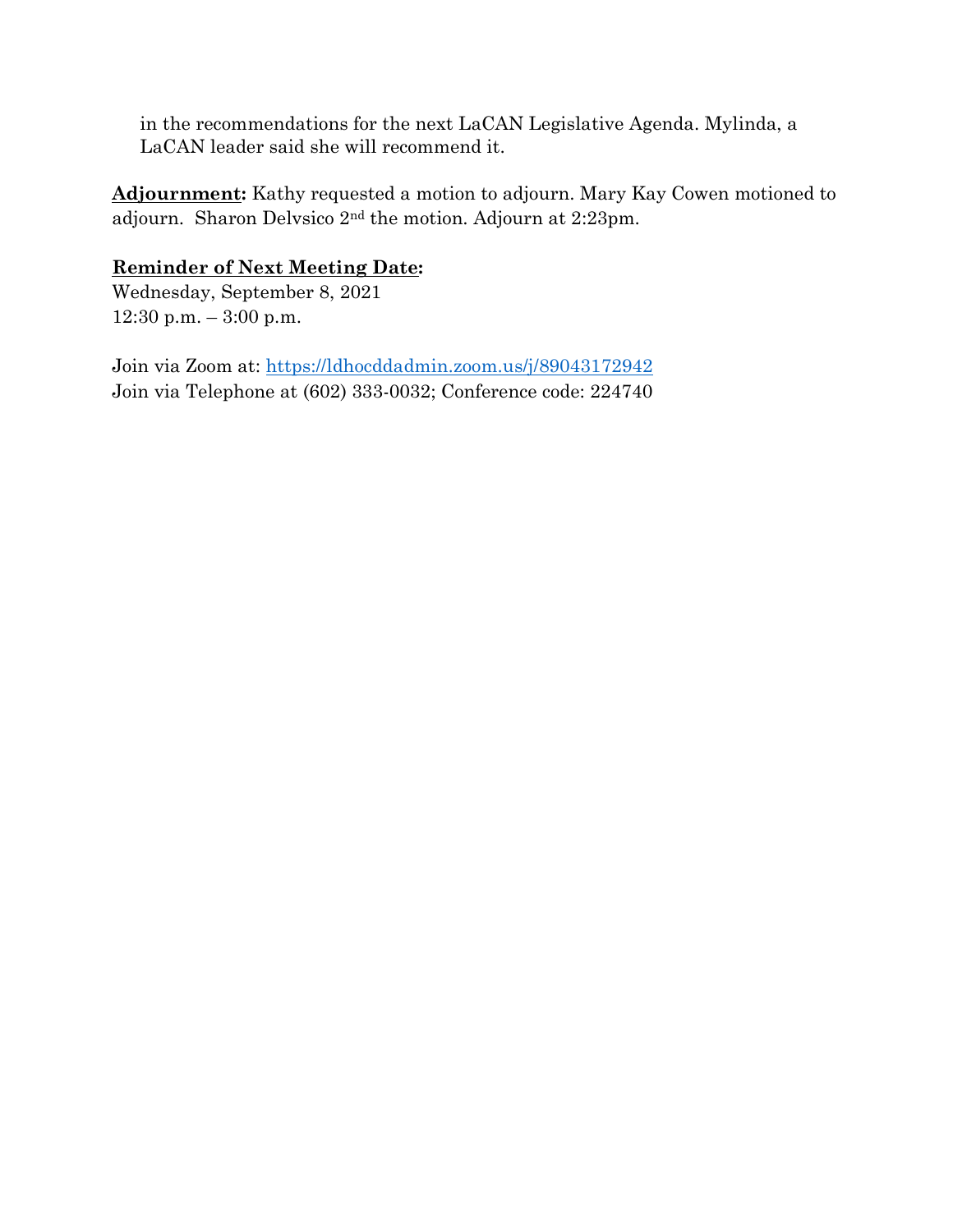in the recommendations for the next LaCAN Legislative Agenda. Mylinda, a LaCAN leader said she will recommend it.

**Adjournment:** Kathy requested a motion to adjourn. Mary Kay Cowen motioned to adjourn. Sharon Delvsico 2nd the motion. Adjourn at 2:23pm.

**Reminder of Next Meeting Date:**
Wednesday, September 8, 2021
12:30 p.m. – 3:00 p.m.

Join via Zoom at: https://ldhocddadmin.zoom.us/j/89043172942
Join via Telephone at (602) 333-0032; Conference code: 224740